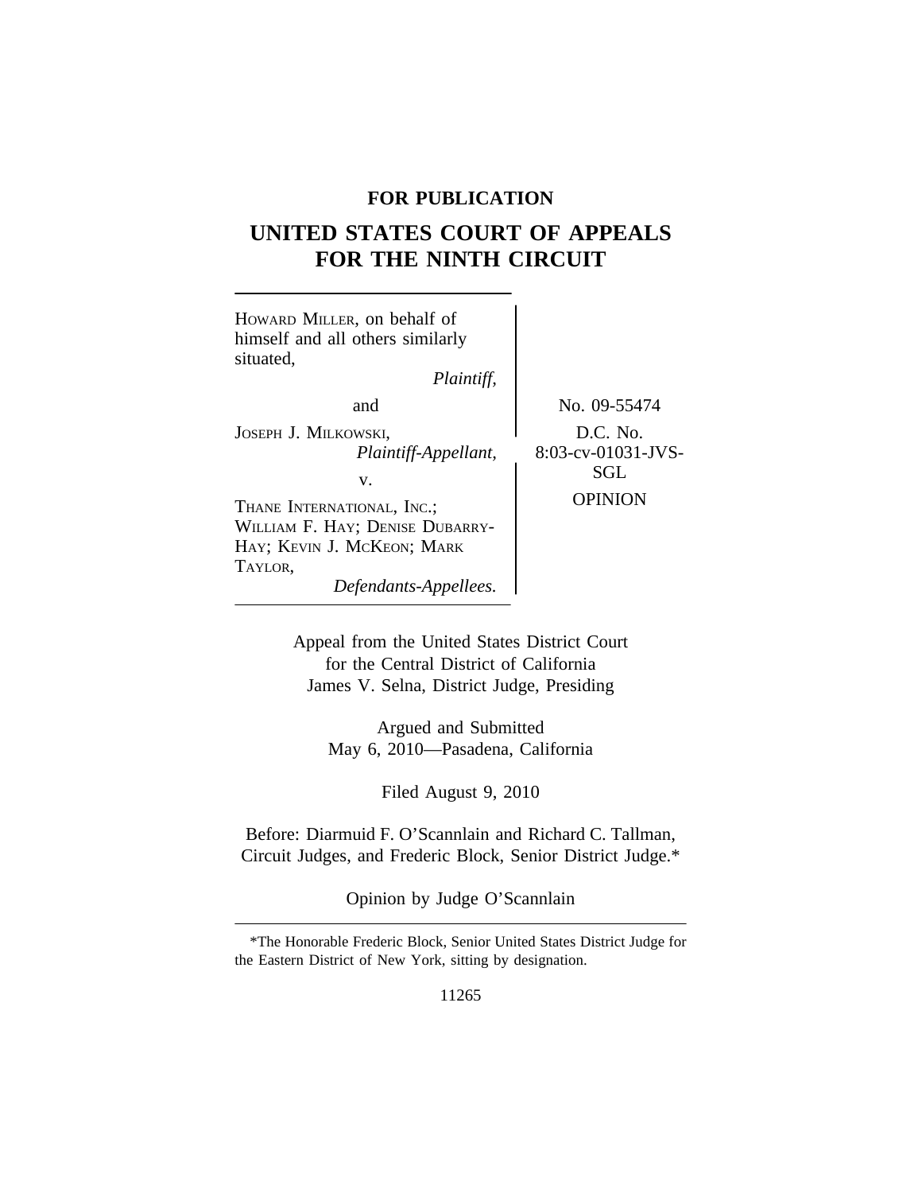**FOR PUBLICATION**

# UNITED STATES COURT OF APPEALS FOR THE NINTH CIRCUIT

HOWARD MILLER, on behalf of himself and all others similarly situated,
*Plaintiff,*

and

JOSEPH J. MILKOWSKI,
*Plaintiff-Appellant,*

v.

THANE INTERNATIONAL, INC.; WILLIAM F. HAY; DENISE DUBARRY-HAY; KEVIN J. MCKEON; MARK TAYLOR,
*Defendants-Appellees.*

No. 09-55474

D.C. No. 8:03-cv-01031-JVS-SGL

OPINION

Appeal from the United States District Court for the Central District of California
James V. Selna, District Judge, Presiding

Argued and Submitted
May 6, 2010—Pasadena, California

Filed August 9, 2010

Before: Diarmuid F. O'Scannlain and Richard C. Tallman, Circuit Judges, and Frederic Block, Senior District Judge.*

Opinion by Judge O'Scannlain

*The Honorable Frederic Block, Senior United States District Judge for the Eastern District of New York, sitting by designation.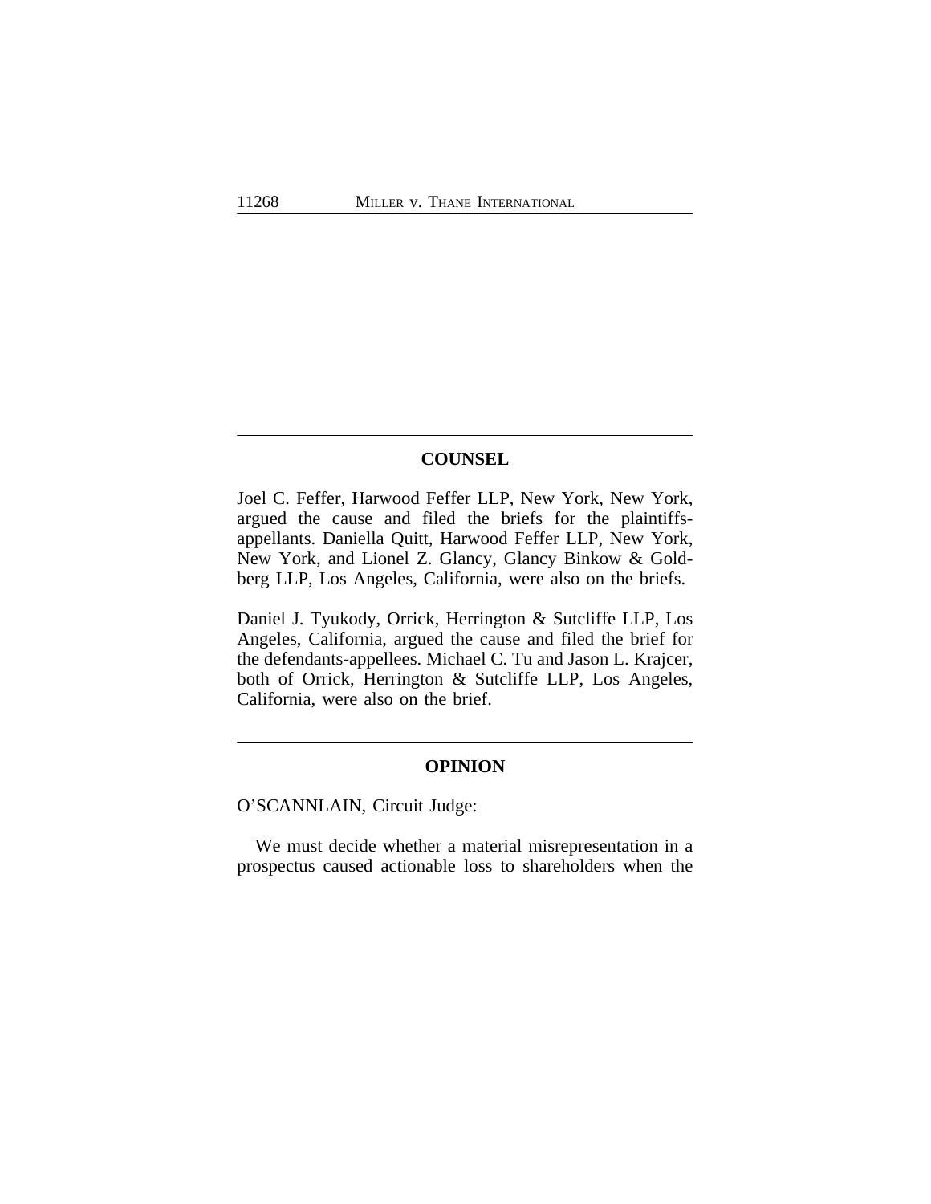## COUNSEL

Joel C. Feffer, Harwood Feffer LLP, New York, New York, argued the cause and filed the briefs for the plaintiffs-appellants. Daniella Quitt, Harwood Feffer LLP, New York, New York, and Lionel Z. Glancy, Glancy Binkow & Goldberg LLP, Los Angeles, California, were also on the briefs.

Daniel J. Tyukody, Orrick, Herrington & Sutcliffe LLP, Los Angeles, California, argued the cause and filed the brief for the defendants-appellees. Michael C. Tu and Jason L. Krajcer, both of Orrick, Herrington & Sutcliffe LLP, Los Angeles, California, were also on the brief.

## OPINION

O'SCANNLAIN, Circuit Judge:

We must decide whether a material misrepresentation in a prospectus caused actionable loss to shareholders when the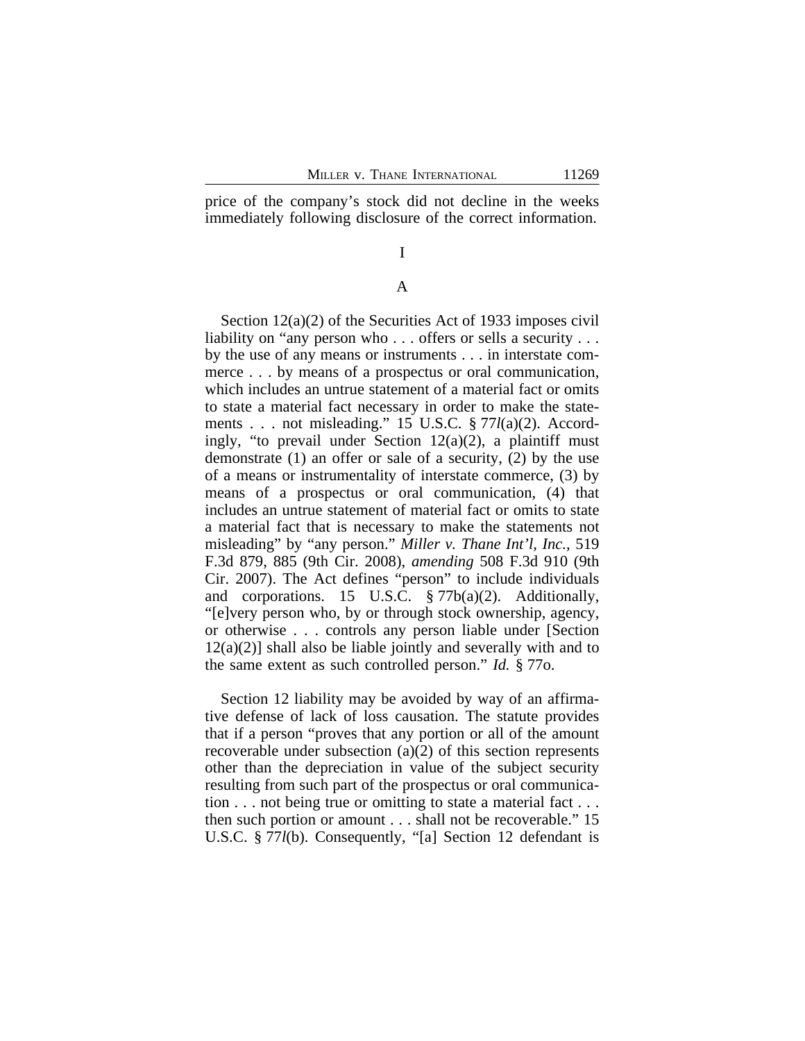price of the company's stock did not decline in the weeks immediately following disclosure of the correct information.

# I

## A

Section 12(a)(2) of the Securities Act of 1933 imposes civil liability on "any person who . . . offers or sells a security . . . by the use of any means or instruments . . . in interstate commerce . . . by means of a prospectus or oral communication, which includes an untrue statement of a material fact or omits to state a material fact necessary in order to make the statements . . . not misleading." 15 U.S.C. § 77*l*(a)(2). Accordingly, "to prevail under Section 12(a)(2), a plaintiff must demonstrate (1) an offer or sale of a security, (2) by the use of a means or instrumentality of interstate commerce, (3) by means of a prospectus or oral communication, (4) that includes an untrue statement of material fact or omits to state a material fact that is necessary to make the statements not misleading" by "any person." *Miller v. Thane Int'l, Inc.*, 519 F.3d 879, 885 (9th Cir. 2008), *amending* 508 F.3d 910 (9th Cir. 2007). The Act defines "person" to include individuals and corporations. 15 U.S.C. § 77b(a)(2). Additionally, "[e]very person who, by or through stock ownership, agency, or otherwise . . . controls any person liable under [Section 12(a)(2)] shall also be liable jointly and severally with and to the same extent as such controlled person." *Id.* § 77o.

Section 12 liability may be avoided by way of an affirmative defense of lack of loss causation. The statute provides that if a person "proves that any portion or all of the amount recoverable under subsection (a)(2) of this section represents other than the depreciation in value of the subject security resulting from such part of the prospectus or oral communication . . . not being true or omitting to state a material fact . . . then such portion or amount . . . shall not be recoverable." 15 U.S.C. § 77*l*(b). Consequently, "[a] Section 12 defendant is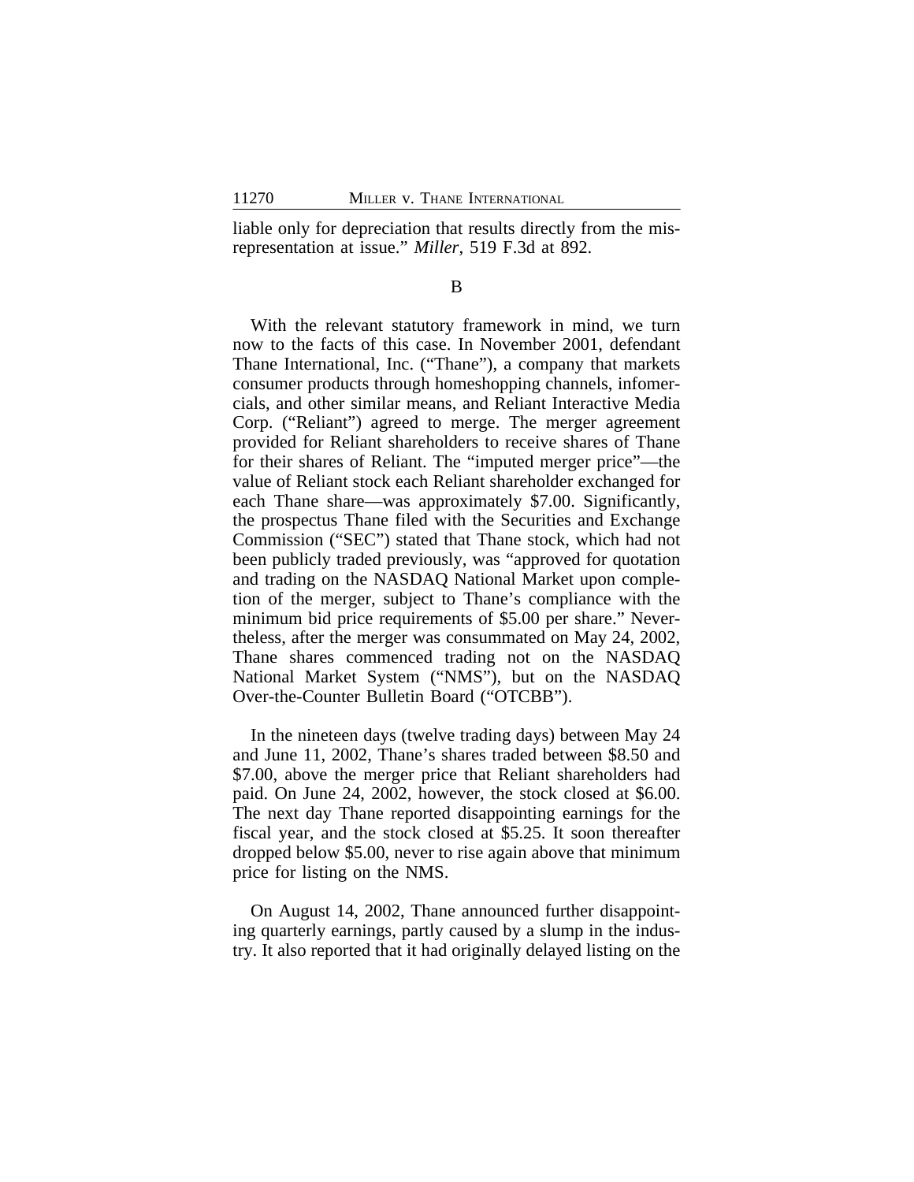liable only for depreciation that results directly from the misrepresentation at issue." *Miller*, 519 F.3d at 892.

B

With the relevant statutory framework in mind, we turn now to the facts of this case. In November 2001, defendant Thane International, Inc. ("Thane"), a company that markets consumer products through homeshopping channels, infomercials, and other similar means, and Reliant Interactive Media Corp. ("Reliant") agreed to merge. The merger agreement provided for Reliant shareholders to receive shares of Thane for their shares of Reliant. The "imputed merger price"—the value of Reliant stock each Reliant shareholder exchanged for each Thane share—was approximately $7.00. Significantly, the prospectus Thane filed with the Securities and Exchange Commission ("SEC") stated that Thane stock, which had not been publicly traded previously, was "approved for quotation and trading on the NASDAQ National Market upon completion of the merger, subject to Thane's compliance with the minimum bid price requirements of $5.00 per share." Nevertheless, after the merger was consummated on May 24, 2002, Thane shares commenced trading not on the NASDAQ National Market System ("NMS"), but on the NASDAQ Over-the-Counter Bulletin Board ("OTCBB").

In the nineteen days (twelve trading days) between May 24 and June 11, 2002, Thane's shares traded between $8.50 and $7.00, above the merger price that Reliant shareholders had paid. On June 24, 2002, however, the stock closed at $6.00. The next day Thane reported disappointing earnings for the fiscal year, and the stock closed at $5.25. It soon thereafter dropped below $5.00, never to rise again above that minimum price for listing on the NMS.

On August 14, 2002, Thane announced further disappointing quarterly earnings, partly caused by a slump in the industry. It also reported that it had originally delayed listing on the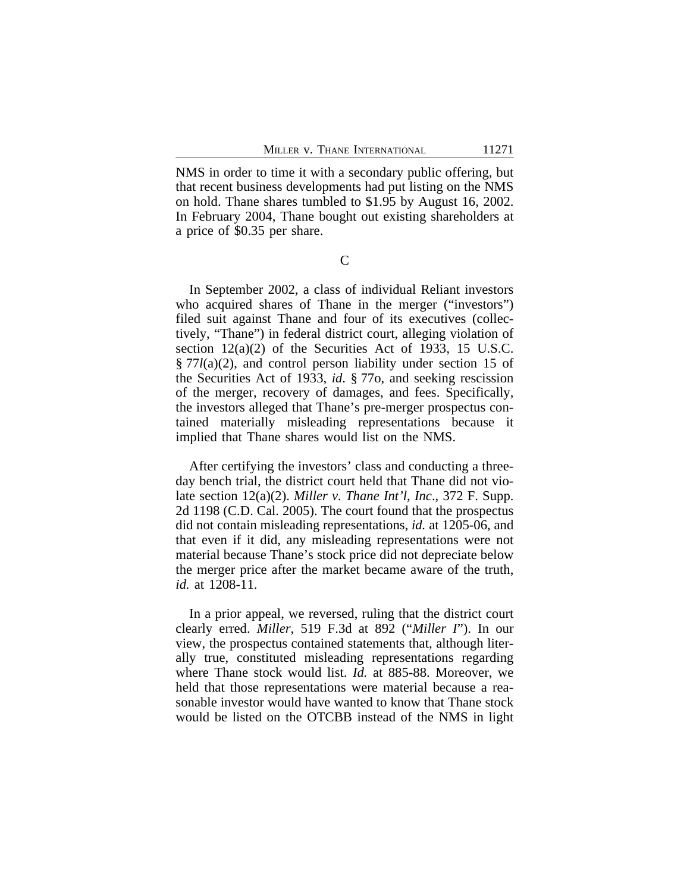NMS in order to time it with a secondary public offering, but that recent business developments had put listing on the NMS on hold. Thane shares tumbled to $1.95 by August 16, 2002. In February 2004, Thane bought out existing shareholders at a price of $0.35 per share.

### C

In September 2002, a class of individual Reliant investors who acquired shares of Thane in the merger ("investors") filed suit against Thane and four of its executives (collectively, "Thane") in federal district court, alleging violation of section 12(a)(2) of the Securities Act of 1933, 15 U.S.C. § 77*l*(a)(2), and control person liability under section 15 of the Securities Act of 1933, *id*. § 77o, and seeking rescission of the merger, recovery of damages, and fees. Specifically, the investors alleged that Thane's pre-merger prospectus contained materially misleading representations because it implied that Thane shares would list on the NMS.

After certifying the investors' class and conducting a three-day bench trial, the district court held that Thane did not violate section 12(a)(2). *Miller v. Thane Int'l, Inc*., 372 F. Supp. 2d 1198 (C.D. Cal. 2005). The court found that the prospectus did not contain misleading representations, *id.* at 1205-06, and that even if it did, any misleading representations were not material because Thane's stock price did not depreciate below the merger price after the market became aware of the truth, *id.* at 1208-11.

In a prior appeal, we reversed, ruling that the district court clearly erred. *Miller*, 519 F.3d at 892 ("*Miller I*"). In our view, the prospectus contained statements that, although literally true, constituted misleading representations regarding where Thane stock would list. *Id.* at 885-88. Moreover, we held that those representations were material because a reasonable investor would have wanted to know that Thane stock would be listed on the OTCBB instead of the NMS in light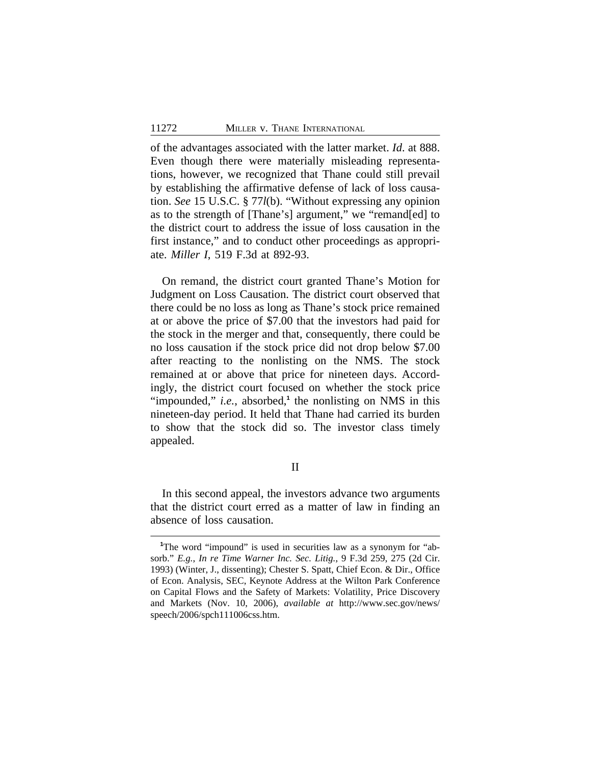of the advantages associated with the latter market. *Id*. at 888. Even though there were materially misleading representations, however, we recognized that Thane could still prevail by establishing the affirmative defense of lack of loss causation. *See* 15 U.S.C. § 77*l*(b). "Without expressing any opinion as to the strength of [Thane's] argument," we "remand[ed] to the district court to address the issue of loss causation in the first instance," and to conduct other proceedings as appropriate. *Miller I*, 519 F.3d at 892-93.

On remand, the district court granted Thane's Motion for Judgment on Loss Causation. The district court observed that there could be no loss as long as Thane's stock price remained at or above the price of $7.00 that the investors had paid for the stock in the merger and that, consequently, there could be no loss causation if the stock price did not drop below $7.00 after reacting to the nonlisting on the NMS. The stock remained at or above that price for nineteen days. Accordingly, the district court focused on whether the stock price "impounded," *i.e.*, absorbed,[1] the nonlisting on NMS in this nineteen-day period. It held that Thane had carried its burden to show that the stock did so. The investor class timely appealed.

## II

In this second appeal, the investors advance two arguments that the district court erred as a matter of law in finding an absence of loss causation.

---

[1]The word "impound" is used in securities law as a synonym for "absorb." *E.g.*, *In re Time Warner Inc. Sec. Litig.*, 9 F.3d 259, 275 (2d Cir. 1993) (Winter, J., dissenting); Chester S. Spatt, Chief Econ. & Dir., Office of Econ. Analysis, SEC, Keynote Address at the Wilton Park Conference on Capital Flows and the Safety of Markets: Volatility, Price Discovery and Markets (Nov. 10, 2006), *available at* http://www.sec.gov/news/speech/2006/spch111006css.htm.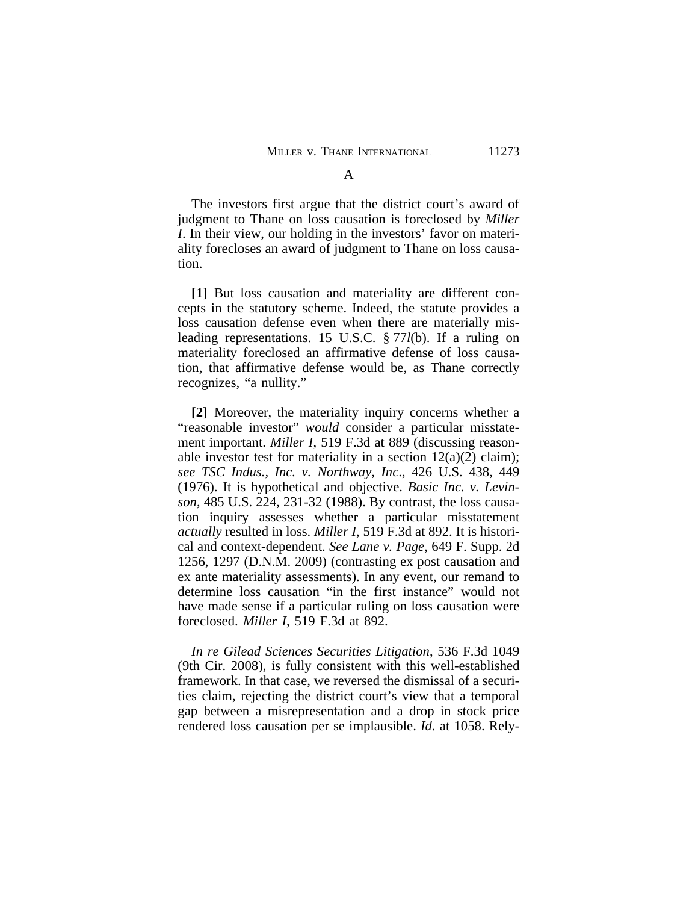A

The investors first argue that the district court's award of judgment to Thane on loss causation is foreclosed by *Miller I*. In their view, our holding in the investors' favor on materiality forecloses an award of judgment to Thane on loss causation.

**[1]** But loss causation and materiality are different concepts in the statutory scheme. Indeed, the statute provides a loss causation defense even when there are materially misleading representations. 15 U.S.C. § 77*l*(b). If a ruling on materiality foreclosed an affirmative defense of loss causation, that affirmative defense would be, as Thane correctly recognizes, "a nullity."

**[2]** Moreover, the materiality inquiry concerns whether a "reasonable investor" *would* consider a particular misstatement important. *Miller I*, 519 F.3d at 889 (discussing reasonable investor test for materiality in a section 12(a)(2) claim); *see TSC Indus., Inc. v. Northway, Inc.*, 426 U.S. 438, 449 (1976). It is hypothetical and objective. *Basic Inc. v. Levinson*, 485 U.S. 224, 231-32 (1988). By contrast, the loss causation inquiry assesses whether a particular misstatement *actually* resulted in loss. *Miller I*, 519 F.3d at 892. It is historical and context-dependent. *See Lane v. Page*, 649 F. Supp. 2d 1256, 1297 (D.N.M. 2009) (contrasting ex post causation and ex ante materiality assessments). In any event, our remand to determine loss causation "in the first instance" would not have made sense if a particular ruling on loss causation were foreclosed. *Miller I*, 519 F.3d at 892.

*In re Gilead Sciences Securities Litigation*, 536 F.3d 1049 (9th Cir. 2008), is fully consistent with this well-established framework. In that case, we reversed the dismissal of a securities claim, rejecting the district court's view that a temporal gap between a misrepresentation and a drop in stock price rendered loss causation per se implausible. *Id.* at 1058. Rely-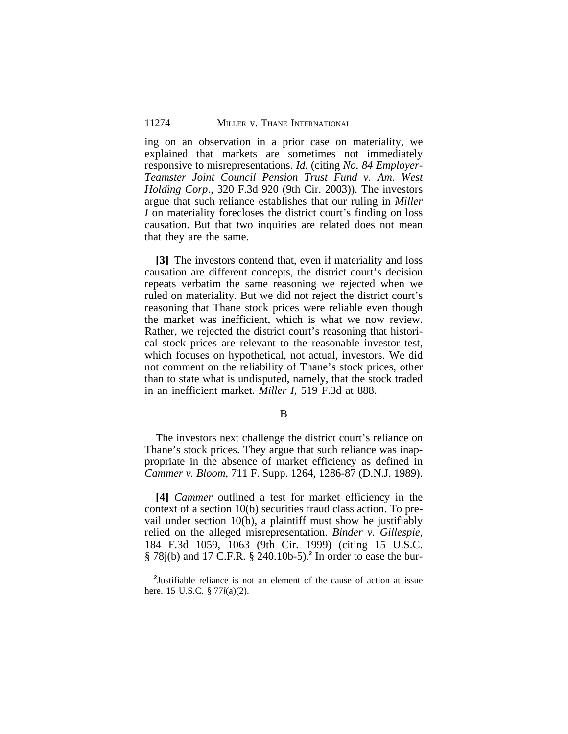ing on an observation in a prior case on materiality, we explained that markets are sometimes not immediately responsive to misrepresentations. *Id.* (citing *No. 84 Employer-Teamster Joint Council Pension Trust Fund v. Am. West Holding Corp*., 320 F.3d 920 (9th Cir. 2003)). The investors argue that such reliance establishes that our ruling in *Miller I* on materiality forecloses the district court's finding on loss causation. But that two inquiries are related does not mean that they are the same.

**[3]** The investors contend that, even if materiality and loss causation are different concepts, the district court's decision repeats verbatim the same reasoning we rejected when we ruled on materiality. But we did not reject the district court's reasoning that Thane stock prices were reliable even though the market was inefficient, which is what we now review. Rather, we rejected the district court's reasoning that historical stock prices are relevant to the reasonable investor test, which focuses on hypothetical, not actual, investors. We did not comment on the reliability of Thane's stock prices, other than to state what is undisputed, namely, that the stock traded in an inefficient market. *Miller I*, 519 F.3d at 888.

B

The investors next challenge the district court's reliance on Thane's stock prices. They argue that such reliance was inappropriate in the absence of market efficiency as defined in *Cammer v. Bloom*, 711 F. Supp. 1264, 1286-87 (D.N.J. 1989).

**[4]** *Cammer* outlined a test for market efficiency in the context of a section 10(b) securities fraud class action. To prevail under section 10(b), a plaintiff must show he justifiably relied on the alleged misrepresentation. *Binder v. Gillespie*, 184 F.3d 1059, 1063 (9th Cir. 1999) (citing 15 U.S.C. § 78j(b) and 17 C.F.R. § 240.10b-5).[2] In order to ease the bur-

[2]Justifiable reliance is not an element of the cause of action at issue here. 15 U.S.C. § 77*l*(a)(2).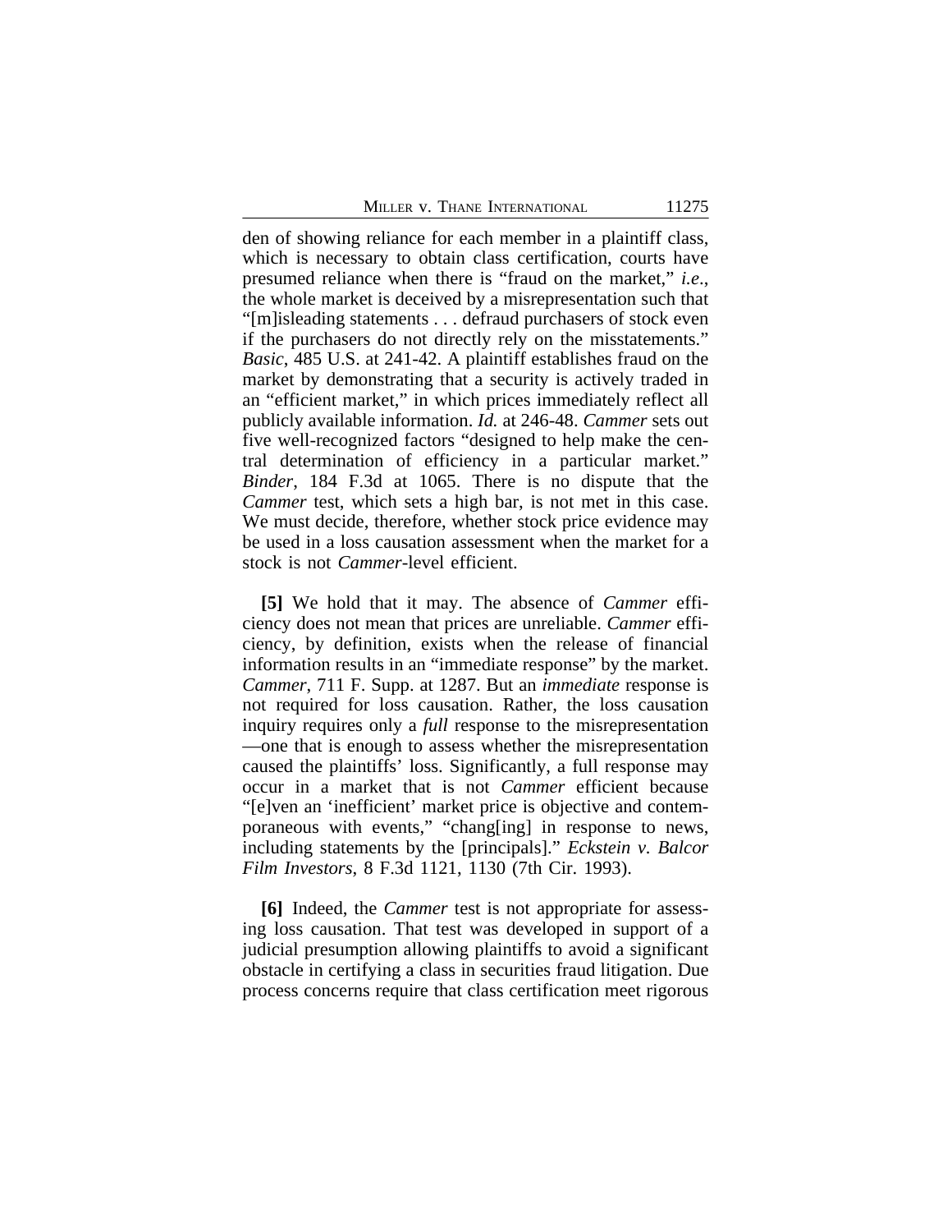den of showing reliance for each member in a plaintiff class, which is necessary to obtain class certification, courts have presumed reliance when there is "fraud on the market," *i.e.*, the whole market is deceived by a misrepresentation such that "[m]isleading statements . . . defraud purchasers of stock even if the purchasers do not directly rely on the misstatements." *Basic*, 485 U.S. at 241-42. A plaintiff establishes fraud on the market by demonstrating that a security is actively traded in an "efficient market," in which prices immediately reflect all publicly available information. *Id.* at 246-48. *Cammer* sets out five well-recognized factors "designed to help make the central determination of efficiency in a particular market." *Binder*, 184 F.3d at 1065. There is no dispute that the *Cammer* test, which sets a high bar, is not met in this case. We must decide, therefore, whether stock price evidence may be used in a loss causation assessment when the market for a stock is not *Cammer*-level efficient.

**[5]** We hold that it may. The absence of *Cammer* efficiency does not mean that prices are unreliable. *Cammer* efficiency, by definition, exists when the release of financial information results in an "immediate response" by the market. *Cammer*, 711 F. Supp. at 1287. But an *immediate* response is not required for loss causation. Rather, the loss causation inquiry requires only a *full* response to the misrepresentation —one that is enough to assess whether the misrepresentation caused the plaintiffs' loss. Significantly, a full response may occur in a market that is not *Cammer* efficient because "[e]ven an 'inefficient' market price is objective and contemporaneous with events," "chang[ing] in response to news, including statements by the [principals]." *Eckstein v. Balcor Film Investors*, 8 F.3d 1121, 1130 (7th Cir. 1993).

**[6]** Indeed, the *Cammer* test is not appropriate for assessing loss causation. That test was developed in support of a judicial presumption allowing plaintiffs to avoid a significant obstacle in certifying a class in securities fraud litigation. Due process concerns require that class certification meet rigorous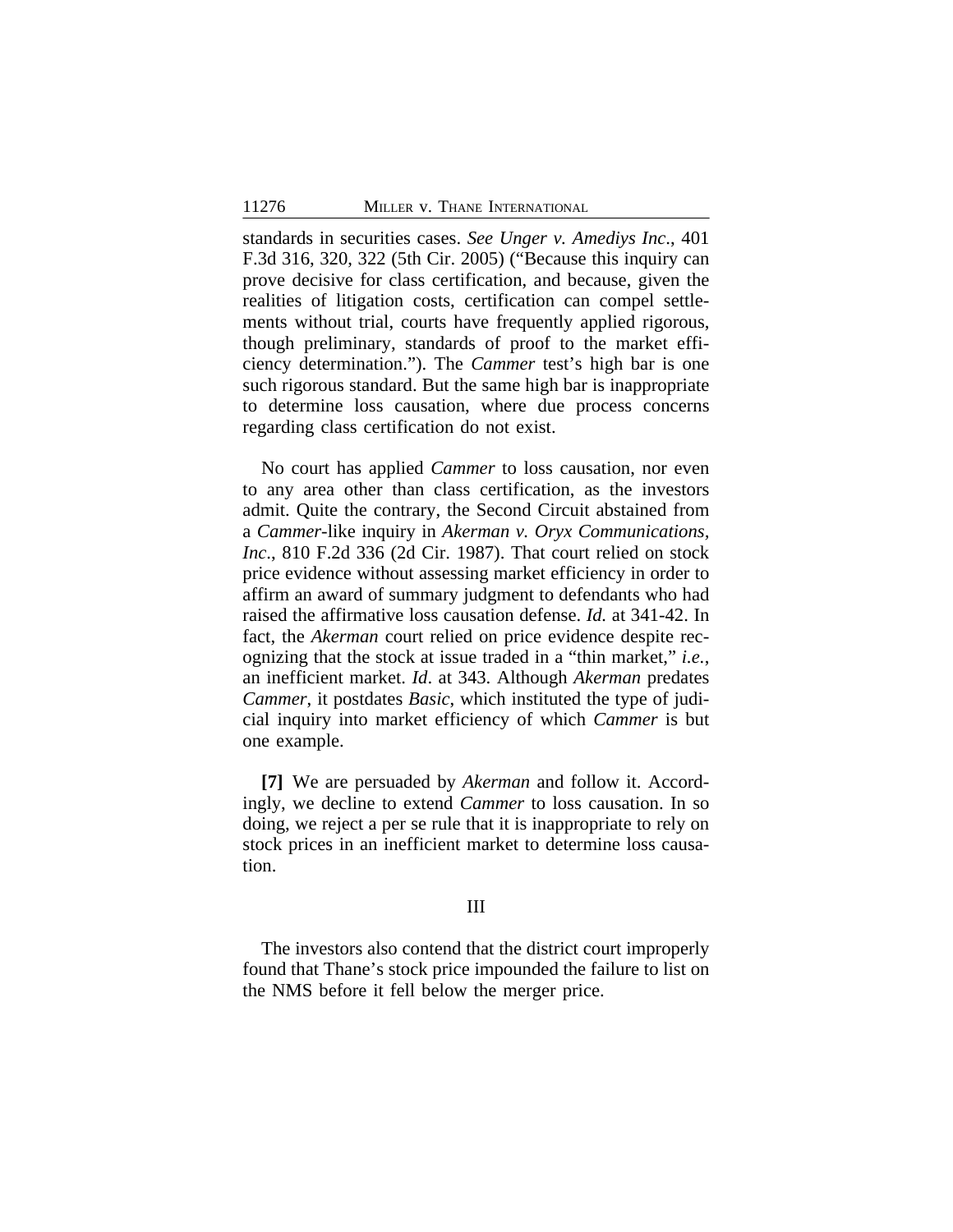standards in securities cases. *See Unger v. Amediys Inc.*, 401 F.3d 316, 320, 322 (5th Cir. 2005) ("Because this inquiry can prove decisive for class certification, and because, given the realities of litigation costs, certification can compel settlements without trial, courts have frequently applied rigorous, though preliminary, standards of proof to the market efficiency determination."). The *Cammer* test's high bar is one such rigorous standard. But the same high bar is inappropriate to determine loss causation, where due process concerns regarding class certification do not exist.

No court has applied *Cammer* to loss causation, nor even to any area other than class certification, as the investors admit. Quite the contrary, the Second Circuit abstained from a *Cammer*-like inquiry in *Akerman v. Oryx Communications, Inc.*, 810 F.2d 336 (2d Cir. 1987). That court relied on stock price evidence without assessing market efficiency in order to affirm an award of summary judgment to defendants who had raised the affirmative loss causation defense. *Id.* at 341-42. In fact, the *Akerman* court relied on price evidence despite recognizing that the stock at issue traded in a "thin market," *i.e.*, an inefficient market. *Id*. at 343. Although *Akerman* predates *Cammer*, it postdates *Basic*, which instituted the type of judicial inquiry into market efficiency of which *Cammer* is but one example.

**[7]** We are persuaded by *Akerman* and follow it. Accordingly, we decline to extend *Cammer* to loss causation. In so doing, we reject a per se rule that it is inappropriate to rely on stock prices in an inefficient market to determine loss causation.

## III

The investors also contend that the district court improperly found that Thane's stock price impounded the failure to list on the NMS before it fell below the merger price.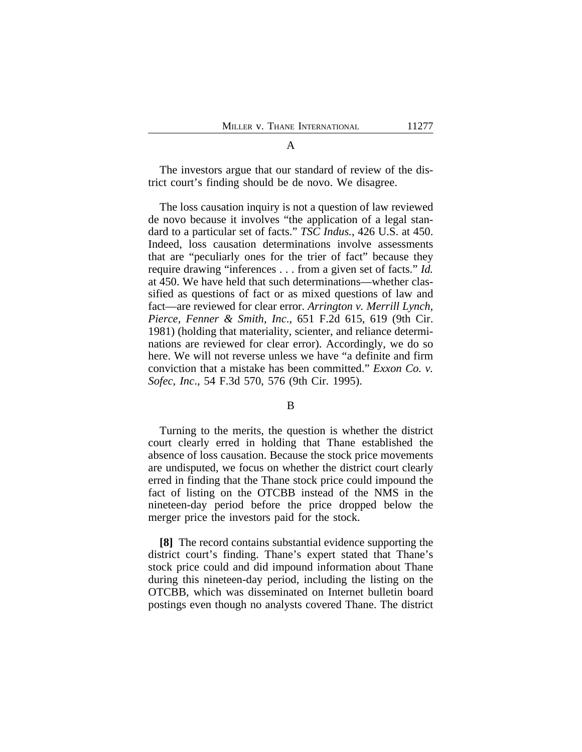A

The investors argue that our standard of review of the district court's finding should be de novo. We disagree.

The loss causation inquiry is not a question of law reviewed de novo because it involves "the application of a legal standard to a particular set of facts." *TSC Indus.*, 426 U.S. at 450. Indeed, loss causation determinations involve assessments that are "peculiarly ones for the trier of fact" because they require drawing "inferences . . . from a given set of facts." *Id.* at 450. We have held that such determinations—whether classified as questions of fact or as mixed questions of law and fact—are reviewed for clear error. *Arrington v. Merrill Lynch, Pierce, Fenner & Smith, Inc*., 651 F.2d 615, 619 (9th Cir. 1981) (holding that materiality, scienter, and reliance determinations are reviewed for clear error). Accordingly, we do so here. We will not reverse unless we have "a definite and firm conviction that a mistake has been committed." *Exxon Co. v. Sofec, Inc*., 54 F.3d 570, 576 (9th Cir. 1995).

B

Turning to the merits, the question is whether the district court clearly erred in holding that Thane established the absence of loss causation. Because the stock price movements are undisputed, we focus on whether the district court clearly erred in finding that the Thane stock price could impound the fact of listing on the OTCBB instead of the NMS in the nineteen-day period before the price dropped below the merger price the investors paid for the stock.

**[8]** The record contains substantial evidence supporting the district court's finding. Thane's expert stated that Thane's stock price could and did impound information about Thane during this nineteen-day period, including the listing on the OTCBB, which was disseminated on Internet bulletin board postings even though no analysts covered Thane. The district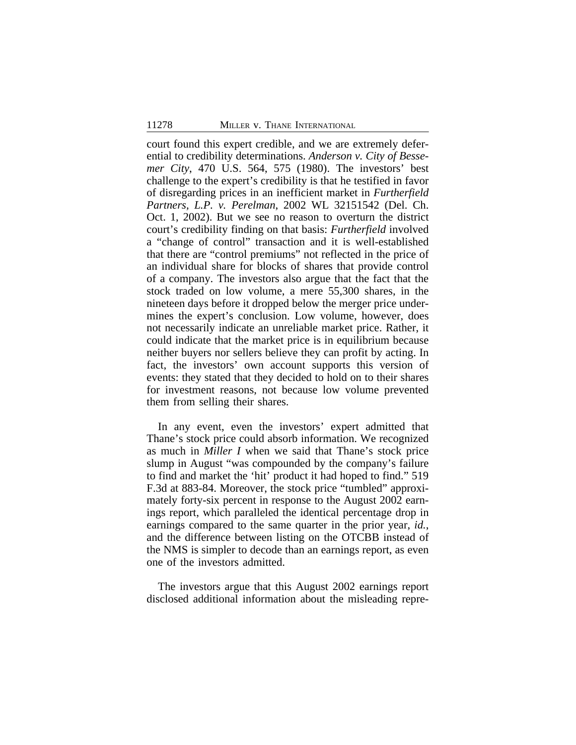court found this expert credible, and we are extremely deferential to credibility determinations. *Anderson v. City of Bessemer City*, 470 U.S. 564, 575 (1980). The investors' best challenge to the expert's credibility is that he testified in favor of disregarding prices in an inefficient market in *Furtherfield Partners, L.P. v. Perelman*, 2002 WL 32151542 (Del. Ch. Oct. 1, 2002). But we see no reason to overturn the district court's credibility finding on that basis: *Furtherfield* involved a "change of control" transaction and it is well-established that there are "control premiums" not reflected in the price of an individual share for blocks of shares that provide control of a company. The investors also argue that the fact that the stock traded on low volume, a mere 55,300 shares, in the nineteen days before it dropped below the merger price undermines the expert's conclusion. Low volume, however, does not necessarily indicate an unreliable market price. Rather, it could indicate that the market price is in equilibrium because neither buyers nor sellers believe they can profit by acting. In fact, the investors' own account supports this version of events: they stated that they decided to hold on to their shares for investment reasons, not because low volume prevented them from selling their shares.

In any event, even the investors' expert admitted that Thane's stock price could absorb information. We recognized as much in *Miller I* when we said that Thane's stock price slump in August "was compounded by the company's failure to find and market the 'hit' product it had hoped to find." 519 F.3d at 883-84. Moreover, the stock price "tumbled" approximately forty-six percent in response to the August 2002 earnings report, which paralleled the identical percentage drop in earnings compared to the same quarter in the prior year, *id.*, and the difference between listing on the OTCBB instead of the NMS is simpler to decode than an earnings report, as even one of the investors admitted.

The investors argue that this August 2002 earnings report disclosed additional information about the misleading repre-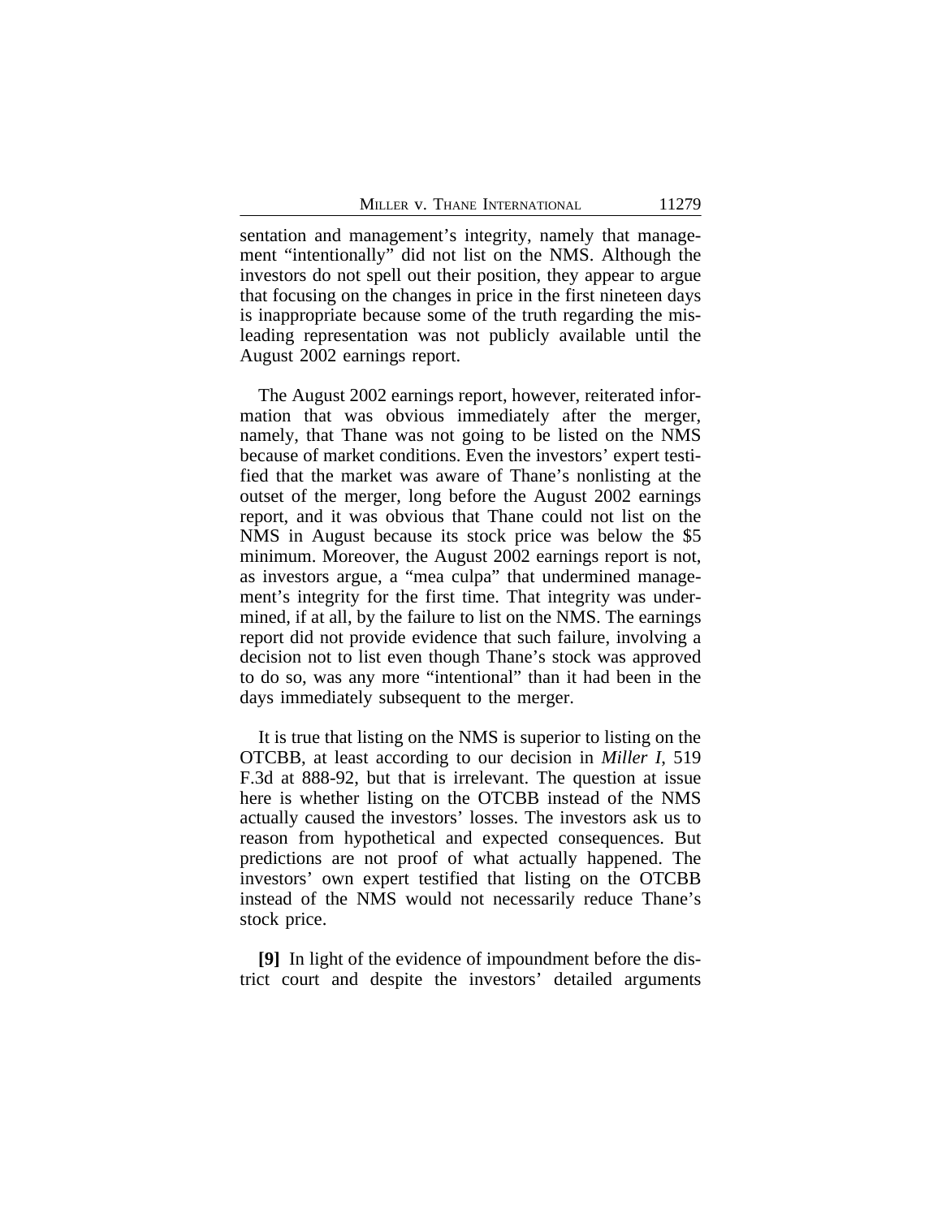sentation and management's integrity, namely that management "intentionally" did not list on the NMS. Although the investors do not spell out their position, they appear to argue that focusing on the changes in price in the first nineteen days is inappropriate because some of the truth regarding the misleading representation was not publicly available until the August 2002 earnings report.

The August 2002 earnings report, however, reiterated information that was obvious immediately after the merger, namely, that Thane was not going to be listed on the NMS because of market conditions. Even the investors' expert testified that the market was aware of Thane's nonlisting at the outset of the merger, long before the August 2002 earnings report, and it was obvious that Thane could not list on the NMS in August because its stock price was below the $5 minimum. Moreover, the August 2002 earnings report is not, as investors argue, a "mea culpa" that undermined management's integrity for the first time. That integrity was undermined, if at all, by the failure to list on the NMS. The earnings report did not provide evidence that such failure, involving a decision not to list even though Thane's stock was approved to do so, was any more "intentional" than it had been in the days immediately subsequent to the merger.

It is true that listing on the NMS is superior to listing on the OTCBB, at least according to our decision in *Miller I*, 519 F.3d at 888-92, but that is irrelevant. The question at issue here is whether listing on the OTCBB instead of the NMS actually caused the investors' losses. The investors ask us to reason from hypothetical and expected consequences. But predictions are not proof of what actually happened. The investors' own expert testified that listing on the OTCBB instead of the NMS would not necessarily reduce Thane's stock price.

**[9]** In light of the evidence of impoundment before the district court and despite the investors' detailed arguments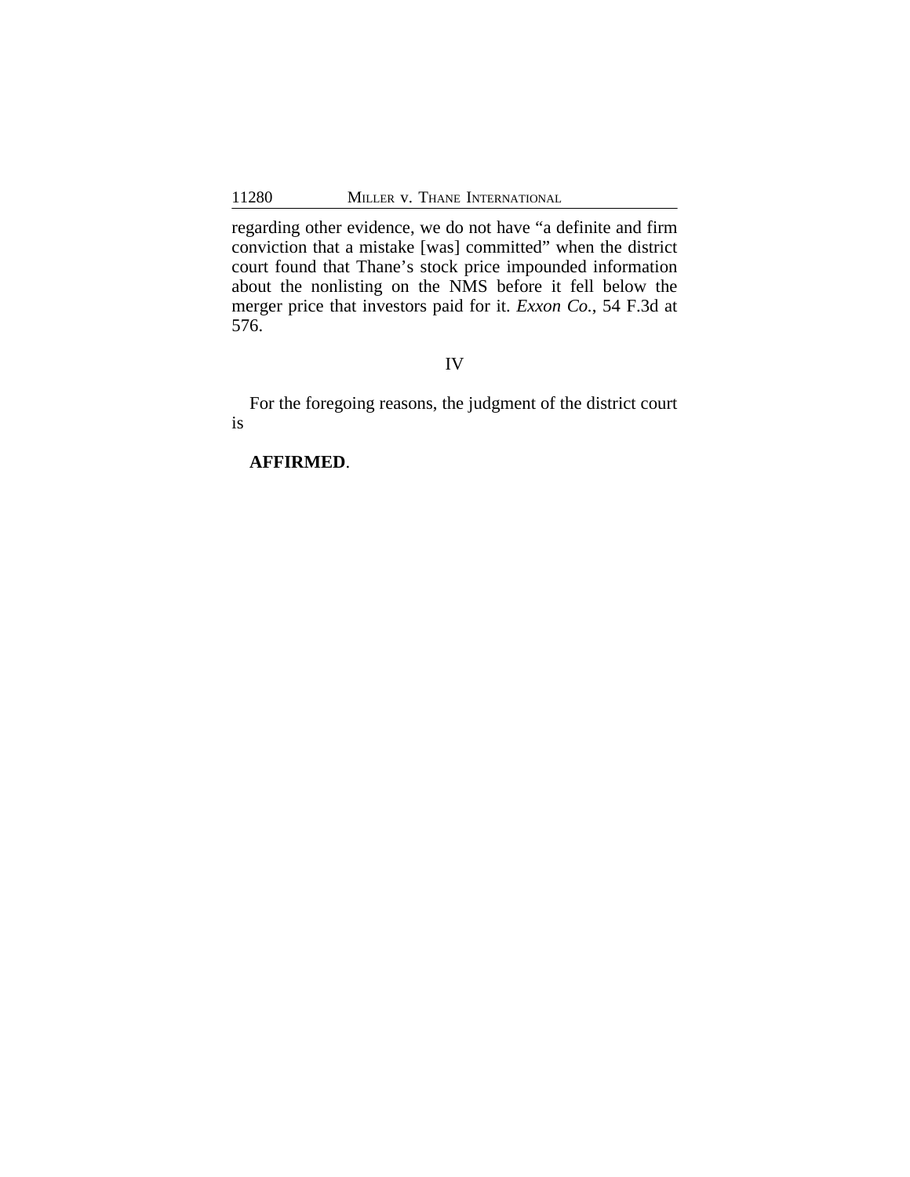regarding other evidence, we do not have “a definite and firm conviction that a mistake [was] committed” when the district court found that Thane’s stock price impounded information about the nonlisting on the NMS before it fell below the merger price that investors paid for it. *Exxon Co.*, 54 F.3d at 576.

## IV

For the foregoing reasons, the judgment of the district court is

**AFFIRMED**.